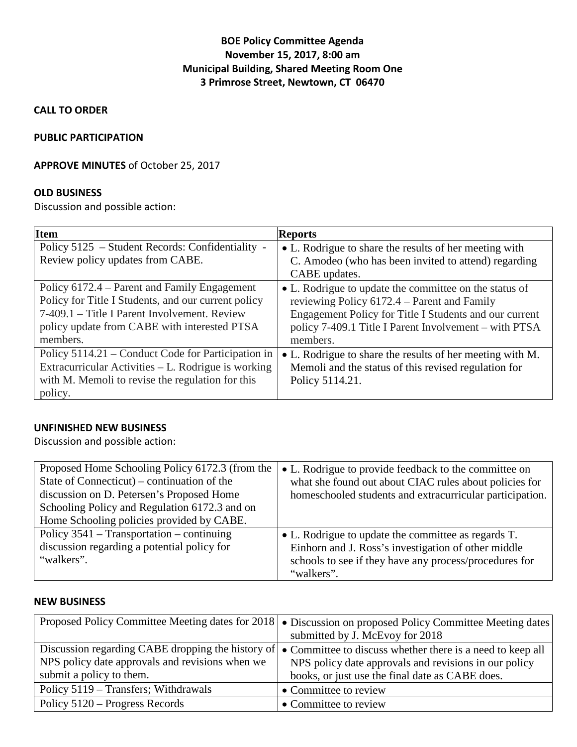# BOE Policy Committee Agenda
**November 15, 2017, 8:00 am**
**Municipal Building, Shared Meeting Room One**
**3 Primrose Street, Newtown, CT 06470**

**CALL TO ORDER**

**PUBLIC PARTICIPATION**

**APPROVE MINUTES** of October 25, 2017

**OLD BUSINESS**
Discussion and possible action:

| Item | Reports |
|---|---|
| Policy 5125 – Student Records: Confidentiality - Review policy updates from CABE. | • L. Rodrigue to share the results of her meeting with C. Amodeo (who has been invited to attend) regarding CABE updates. |
| Policy 6172.4 – Parent and Family Engagement Policy for Title I Students, and our current policy 7-409.1 – Title I Parent Involvement. Review policy update from CABE with interested PTSA members. | • L. Rodrigue to update the committee on the status of reviewing Policy 6172.4 – Parent and Family Engagement Policy for Title I Students and our current policy 7-409.1 Title I Parent Involvement – with PTSA members. |
| Policy 5114.21 – Conduct Code for Participation in Extracurricular Activities – L. Rodrigue is working with M. Memoli to revise the regulation for this policy. | • L. Rodrigue to share the results of her meeting with M. Memoli and the status of this revised regulation for Policy 5114.21. |

**UNFINISHED NEW BUSINESS**
Discussion and possible action:

| | |
|---|---|
| Proposed Home Schooling Policy 6172.3 (from the State of Connecticut) – continuation of the discussion on D. Petersen's Proposed Home Schooling Policy and Regulation 6172.3 and on Home Schooling policies provided by CABE. | • L. Rodrigue to provide feedback to the committee on what she found out about CIAC rules about policies for homeschooled students and extracurricular participation. |
| Policy 3541 – Transportation – continuing discussion regarding a potential policy for "walkers". | • L. Rodrigue to update the committee as regards T. Einhorn and J. Ross's investigation of other middle schools to see if they have any process/procedures for "walkers". |

**NEW BUSINESS**

| | |
|---|---|
| Proposed Policy Committee Meeting dates for 2018 | • Discussion on proposed Policy Committee Meeting dates submitted by J. McEvoy for 2018 |
| Discussion regarding CABE dropping the history of NPS policy date approvals and revisions when we submit a policy to them. | • Committee to discuss whether there is a need to keep all NPS policy date approvals and revisions in our policy books, or just use the final date as CABE does. |
| Policy 5119 – Transfers; Withdrawals | • Committee to review |
| Policy 5120 – Progress Records | • Committee to review |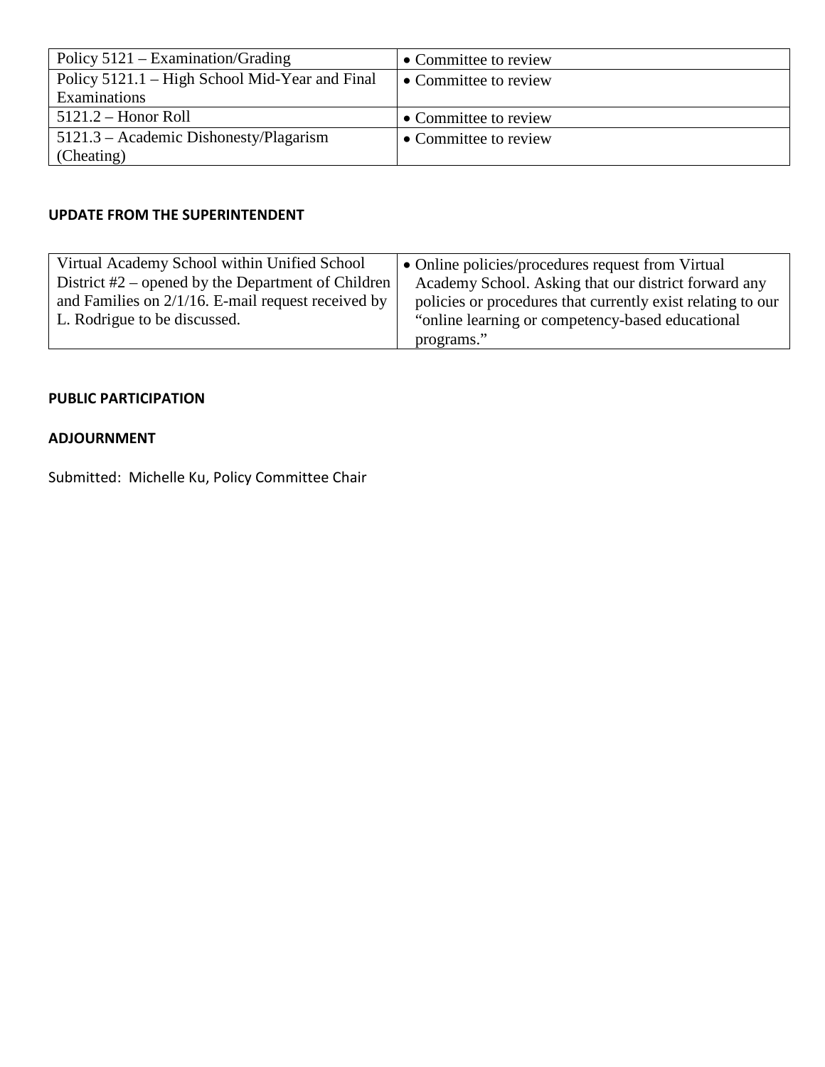| | |
|---|---|
| Policy 5121 – Examination/Grading | • Committee to review |
| Policy 5121.1 – High School Mid-Year and Final Examinations | • Committee to review |
| 5121.2 – Honor Roll | • Committee to review |
| 5121.3 – Academic Dishonesty/Plagarism (Cheating) | • Committee to review |

**UPDATE FROM THE SUPERINTENDENT**

| | |
|---|---|
| Virtual Academy School within Unified School District #2 – opened by the Department of Children and Families on 2/1/16. E-mail request received by L. Rodrigue to be discussed. | • Online policies/procedures request from Virtual Academy School. Asking that our district forward any policies or procedures that currently exist relating to our "online learning or competency-based educational programs." |

**PUBLIC PARTICIPATION**

**ADJOURNMENT**

Submitted: Michelle Ku, Policy Committee Chair